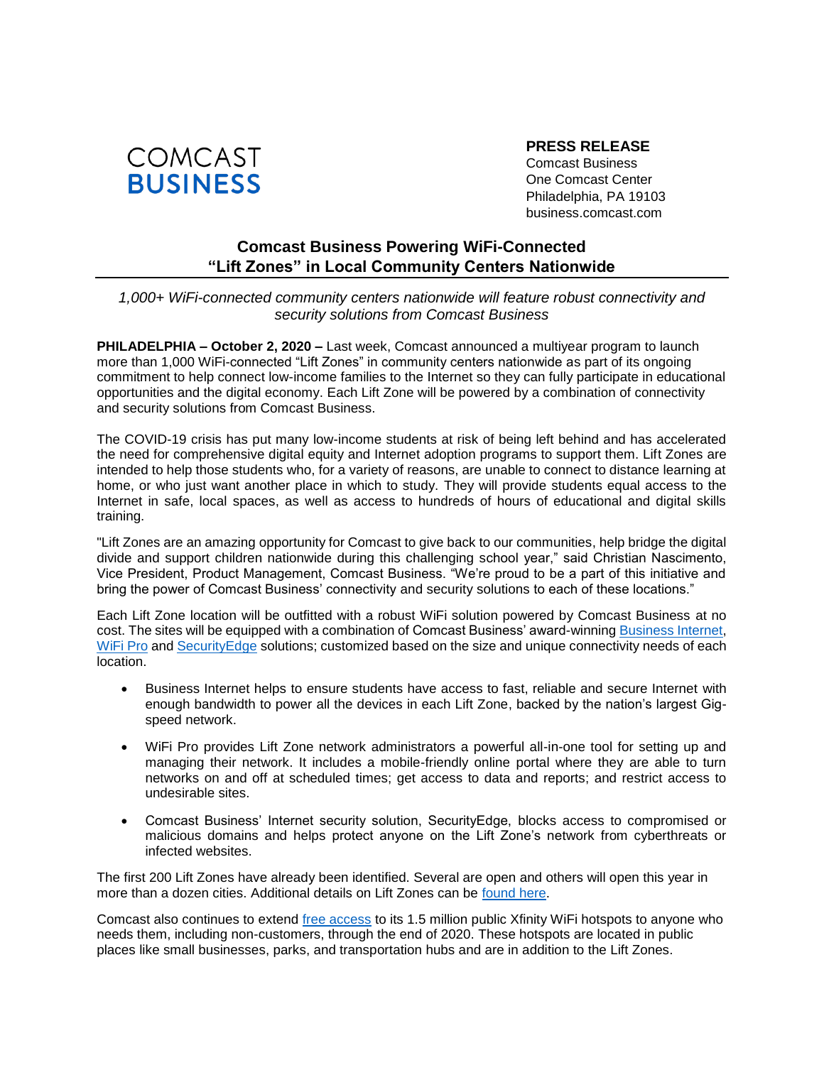COMCAST
BUSINESS

**PRESS RELEASE**
Comcast Business
One Comcast Center
Philadelphia, PA 19103
business.comcast.com

# Comcast Business Powering WiFi-Connected "Lift Zones" in Local Community Centers Nationwide

*1,000+ WiFi-connected community centers nationwide will feature robust connectivity and security solutions from Comcast Business*

**PHILADELPHIA – October 2, 2020 –** Last week, Comcast announced a multiyear program to launch more than 1,000 WiFi-connected "Lift Zones" in community centers nationwide as part of its ongoing commitment to help connect low-income families to the Internet so they can fully participate in educational opportunities and the digital economy. Each Lift Zone will be powered by a combination of connectivity and security solutions from Comcast Business.

The COVID-19 crisis has put many low-income students at risk of being left behind and has accelerated the need for comprehensive digital equity and Internet adoption programs to support them. Lift Zones are intended to help those students who, for a variety of reasons, are unable to connect to distance learning at home, or who just want another place in which to study. They will provide students equal access to the Internet in safe, local spaces, as well as access to hundreds of hours of educational and digital skills training.

"Lift Zones are an amazing opportunity for Comcast to give back to our communities, help bridge the digital divide and support children nationwide during this challenging school year," said Christian Nascimento, Vice President, Product Management, Comcast Business. "We're proud to be a part of this initiative and bring the power of Comcast Business' connectivity and security solutions to each of these locations."

Each Lift Zone location will be outfitted with a robust WiFi solution powered by Comcast Business at no cost. The sites will be equipped with a combination of Comcast Business' award-winning Business Internet, WiFi Pro and SecurityEdge solutions; customized based on the size and unique connectivity needs of each location.

- Business Internet helps to ensure students have access to fast, reliable and secure Internet with enough bandwidth to power all the devices in each Lift Zone, backed by the nation's largest Gig-speed network.
- WiFi Pro provides Lift Zone network administrators a powerful all-in-one tool for setting up and managing their network. It includes a mobile-friendly online portal where they are able to turn networks on and off at scheduled times; get access to data and reports; and restrict access to undesirable sites.
- Comcast Business' Internet security solution, SecurityEdge, blocks access to compromised or malicious domains and helps protect anyone on the Lift Zone's network from cyberthreats or infected websites.

The first 200 Lift Zones have already been identified. Several are open and others will open this year in more than a dozen cities. Additional details on Lift Zones can be found here.

Comcast also continues to extend free access to its 1.5 million public Xfinity WiFi hotspots to anyone who needs them, including non-customers, through the end of 2020. These hotspots are located in public places like small businesses, parks, and transportation hubs and are in addition to the Lift Zones.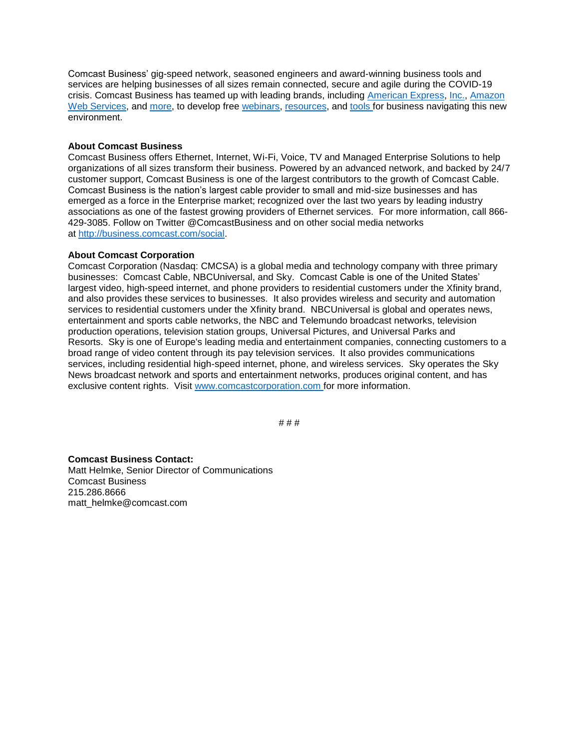Comcast Business' gig-speed network, seasoned engineers and award-winning business tools and services are helping businesses of all sizes remain connected, secure and agile during the COVID-19 crisis. Comcast Business has teamed up with leading brands, including American Express, Inc., Amazon Web Services, and more, to develop free webinars, resources, and tools for business navigating this new environment.

**About Comcast Business**
Comcast Business offers Ethernet, Internet, Wi-Fi, Voice, TV and Managed Enterprise Solutions to help organizations of all sizes transform their business. Powered by an advanced network, and backed by 24/7 customer support, Comcast Business is one of the largest contributors to the growth of Comcast Cable. Comcast Business is the nation's largest cable provider to small and mid-size businesses and has emerged as a force in the Enterprise market; recognized over the last two years by leading industry associations as one of the fastest growing providers of Ethernet services. For more information, call 866-429-3085. Follow on Twitter @ComcastBusiness and on other social media networks at http://business.comcast.com/social.

**About Comcast Corporation**
Comcast Corporation (Nasdaq: CMCSA) is a global media and technology company with three primary businesses: Comcast Cable, NBCUniversal, and Sky. Comcast Cable is one of the United States' largest video, high-speed internet, and phone providers to residential customers under the Xfinity brand, and also provides these services to businesses. It also provides wireless and security and automation services to residential customers under the Xfinity brand. NBCUniversal is global and operates news, entertainment and sports cable networks, the NBC and Telemundo broadcast networks, television production operations, television station groups, Universal Pictures, and Universal Parks and Resorts. Sky is one of Europe's leading media and entertainment companies, connecting customers to a broad range of video content through its pay television services. It also provides communications services, including residential high-speed internet, phone, and wireless services. Sky operates the Sky News broadcast network and sports and entertainment networks, produces original content, and has exclusive content rights. Visit www.comcastcorporation.com for more information.

# # #

**Comcast Business Contact:**
Matt Helmke, Senior Director of Communications
Comcast Business
215.286.8666
matt_helmke@comcast.com